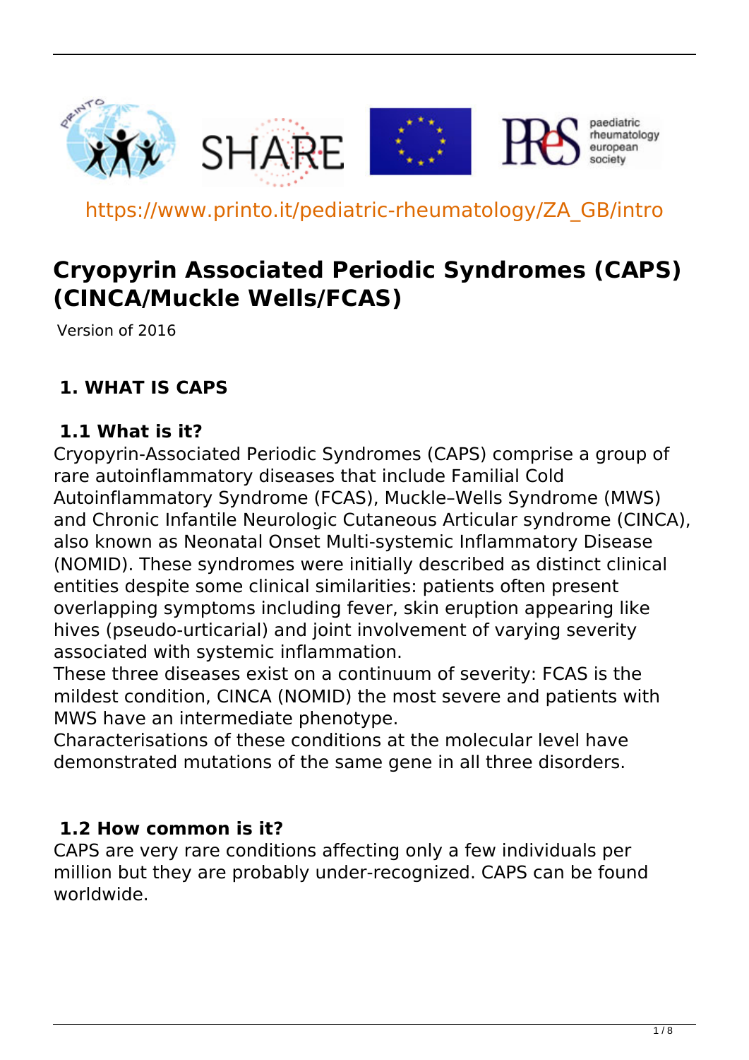https://www.printo.it/pediatric-rheumatology/ZA_GB/intro

# Cryopyrin Associated Periodic Syndromes (CAPS) (CINCA/Muckle Wells/FCAS)

Version of 2016

## 1. WHAT IS CAPS

### 1.1 What is it?

Cryopyrin-Associated Periodic Syndromes (CAPS) comprise a group of rare autoinflammatory diseases that include Familial Cold Autoinflammatory Syndrome (FCAS), Muckle–Wells Syndrome (MWS) and Chronic Infantile Neurologic Cutaneous Articular syndrome (CINCA), also known as Neonatal Onset Multi-systemic Inflammatory Disease (NOMID). These syndromes were initially described as distinct clinical entities despite some clinical similarities: patients often present overlapping symptoms including fever, skin eruption appearing like hives (pseudo-urticarial) and joint involvement of varying severity associated with systemic inflammation.

These three diseases exist on a continuum of severity: FCAS is the mildest condition, CINCA (NOMID) the most severe and patients with MWS have an intermediate phenotype.

Characterisations of these conditions at the molecular level have demonstrated mutations of the same gene in all three disorders.

### 1.2 How common is it?

CAPS are very rare conditions affecting only a few individuals per million but they are probably under-recognized. CAPS can be found worldwide.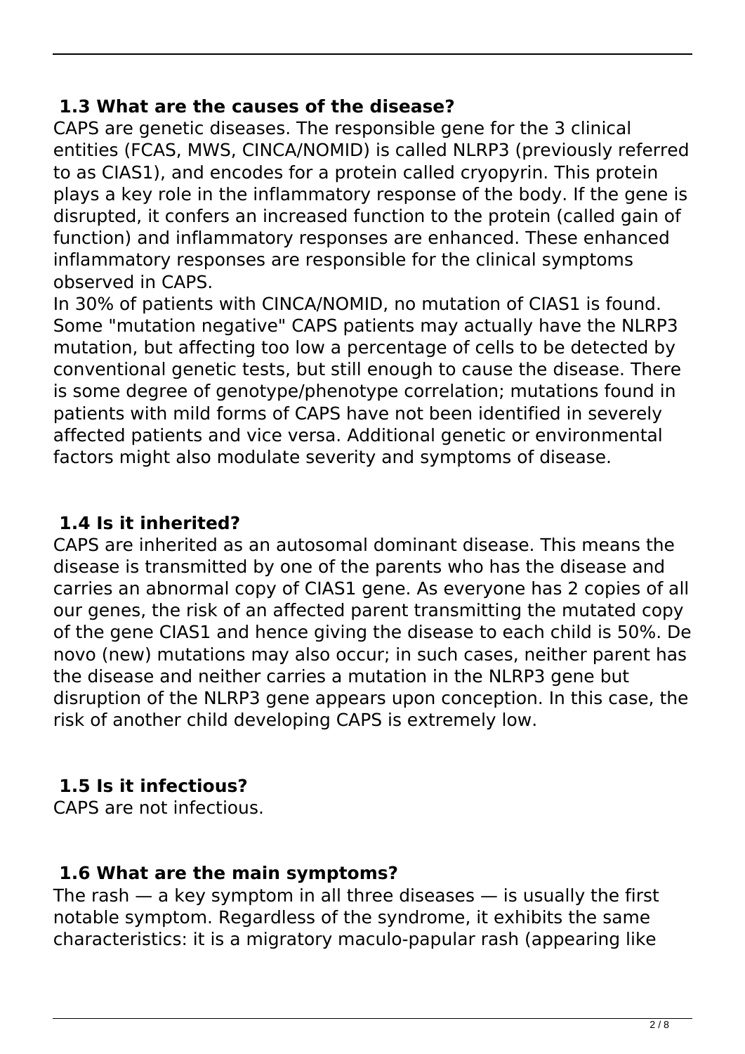### 1.3 What are the causes of the disease?

CAPS are genetic diseases. The responsible gene for the 3 clinical entities (FCAS, MWS, CINCA/NOMID) is called NLRP3 (previously referred to as CIAS1), and encodes for a protein called cryopyrin. This protein plays a key role in the inflammatory response of the body. If the gene is disrupted, it confers an increased function to the protein (called gain of function) and inflammatory responses are enhanced. These enhanced inflammatory responses are responsible for the clinical symptoms observed in CAPS.

In 30% of patients with CINCA/NOMID, no mutation of CIAS1 is found. Some "mutation negative" CAPS patients may actually have the NLRP3 mutation, but affecting too low a percentage of cells to be detected by conventional genetic tests, but still enough to cause the disease. There is some degree of genotype/phenotype correlation; mutations found in patients with mild forms of CAPS have not been identified in severely affected patients and vice versa. Additional genetic or environmental factors might also modulate severity and symptoms of disease.

### 1.4 Is it inherited?

CAPS are inherited as an autosomal dominant disease. This means the disease is transmitted by one of the parents who has the disease and carries an abnormal copy of CIAS1 gene. As everyone has 2 copies of all our genes, the risk of an affected parent transmitting the mutated copy of the gene CIAS1 and hence giving the disease to each child is 50%. De novo (new) mutations may also occur; in such cases, neither parent has the disease and neither carries a mutation in the NLRP3 gene but disruption of the NLRP3 gene appears upon conception. In this case, the risk of another child developing CAPS is extremely low.

### 1.5 Is it infectious?

CAPS are not infectious.

### 1.6 What are the main symptoms?

The rash — a key symptom in all three diseases — is usually the first notable symptom. Regardless of the syndrome, it exhibits the same characteristics: it is a migratory maculo-papular rash (appearing like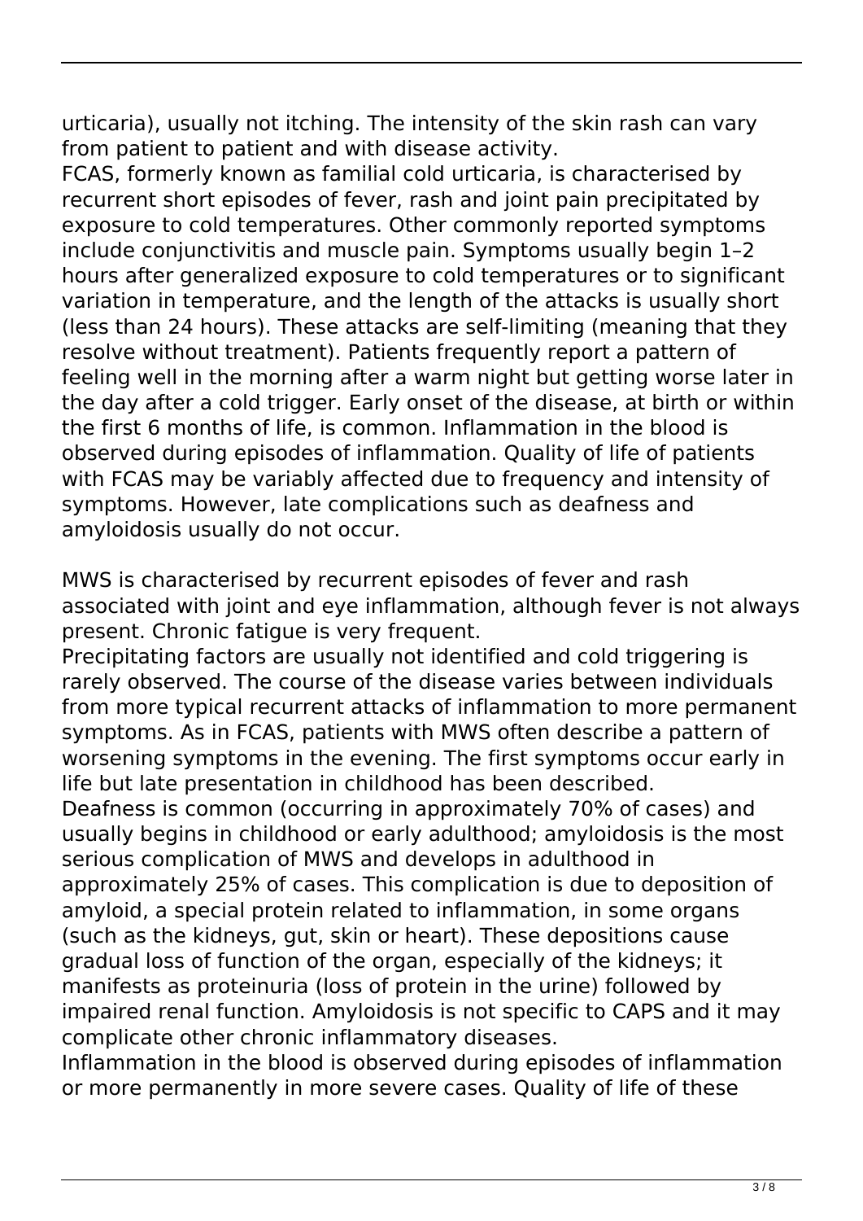urticaria), usually not itching. The intensity of the skin rash can vary from patient to patient and with disease activity.
FCAS, formerly known as familial cold urticaria, is characterised by recurrent short episodes of fever, rash and joint pain precipitated by exposure to cold temperatures. Other commonly reported symptoms include conjunctivitis and muscle pain. Symptoms usually begin 1–2 hours after generalized exposure to cold temperatures or to significant variation in temperature, and the length of the attacks is usually short (less than 24 hours). These attacks are self-limiting (meaning that they resolve without treatment). Patients frequently report a pattern of feeling well in the morning after a warm night but getting worse later in the day after a cold trigger. Early onset of the disease, at birth or within the first 6 months of life, is common. Inflammation in the blood is observed during episodes of inflammation. Quality of life of patients with FCAS may be variably affected due to frequency and intensity of symptoms. However, late complications such as deafness and amyloidosis usually do not occur.

MWS is characterised by recurrent episodes of fever and rash associated with joint and eye inflammation, although fever is not always present. Chronic fatigue is very frequent.
Precipitating factors are usually not identified and cold triggering is rarely observed. The course of the disease varies between individuals from more typical recurrent attacks of inflammation to more permanent symptoms. As in FCAS, patients with MWS often describe a pattern of worsening symptoms in the evening. The first symptoms occur early in life but late presentation in childhood has been described.
Deafness is common (occurring in approximately 70% of cases) and usually begins in childhood or early adulthood; amyloidosis is the most serious complication of MWS and develops in adulthood in approximately 25% of cases. This complication is due to deposition of amyloid, a special protein related to inflammation, in some organs (such as the kidneys, gut, skin or heart). These depositions cause gradual loss of function of the organ, especially of the kidneys; it manifests as proteinuria (loss of protein in the urine) followed by impaired renal function. Amyloidosis is not specific to CAPS and it may complicate other chronic inflammatory diseases.
Inflammation in the blood is observed during episodes of inflammation or more permanently in more severe cases. Quality of life of these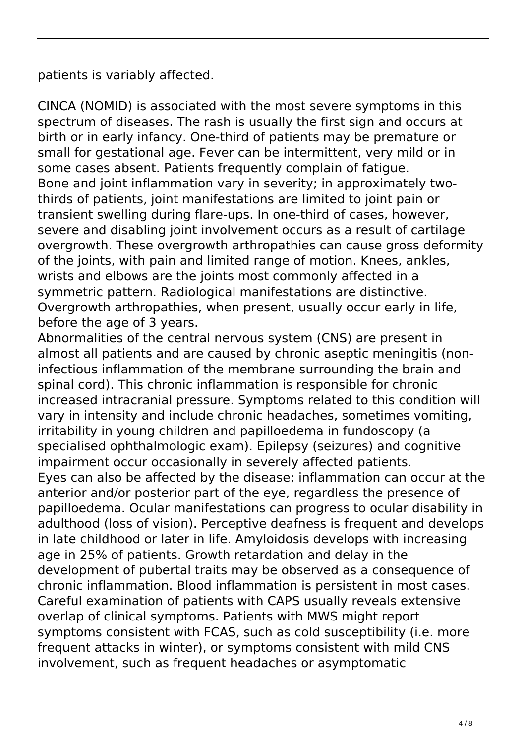patients is variably affected.

CINCA (NOMID) is associated with the most severe symptoms in this spectrum of diseases. The rash is usually the first sign and occurs at birth or in early infancy. One-third of patients may be premature or small for gestational age. Fever can be intermittent, very mild or in some cases absent. Patients frequently complain of fatigue.
Bone and joint inflammation vary in severity; in approximately two-thirds of patients, joint manifestations are limited to joint pain or transient swelling during flare-ups. In one-third of cases, however, severe and disabling joint involvement occurs as a result of cartilage overgrowth. These overgrowth arthropathies can cause gross deformity of the joints, with pain and limited range of motion. Knees, ankles, wrists and elbows are the joints most commonly affected in a symmetric pattern. Radiological manifestations are distinctive. Overgrowth arthropathies, when present, usually occur early in life, before the age of 3 years.
Abnormalities of the central nervous system (CNS) are present in almost all patients and are caused by chronic aseptic meningitis (non-infectious inflammation of the membrane surrounding the brain and spinal cord). This chronic inflammation is responsible for chronic increased intracranial pressure. Symptoms related to this condition will vary in intensity and include chronic headaches, sometimes vomiting, irritability in young children and papilloedema in fundoscopy (a specialised ophthalmologic exam). Epilepsy (seizures) and cognitive impairment occur occasionally in severely affected patients.
Eyes can also be affected by the disease; inflammation can occur at the anterior and/or posterior part of the eye, regardless the presence of papilloedema. Ocular manifestations can progress to ocular disability in adulthood (loss of vision). Perceptive deafness is frequent and develops in late childhood or later in life. Amyloidosis develops with increasing age in 25% of patients. Growth retardation and delay in the development of pubertal traits may be observed as a consequence of chronic inflammation. Blood inflammation is persistent in most cases.
Careful examination of patients with CAPS usually reveals extensive overlap of clinical symptoms. Patients with MWS might report symptoms consistent with FCAS, such as cold susceptibility (i.e. more frequent attacks in winter), or symptoms consistent with mild CNS involvement, such as frequent headaches or asymptomatic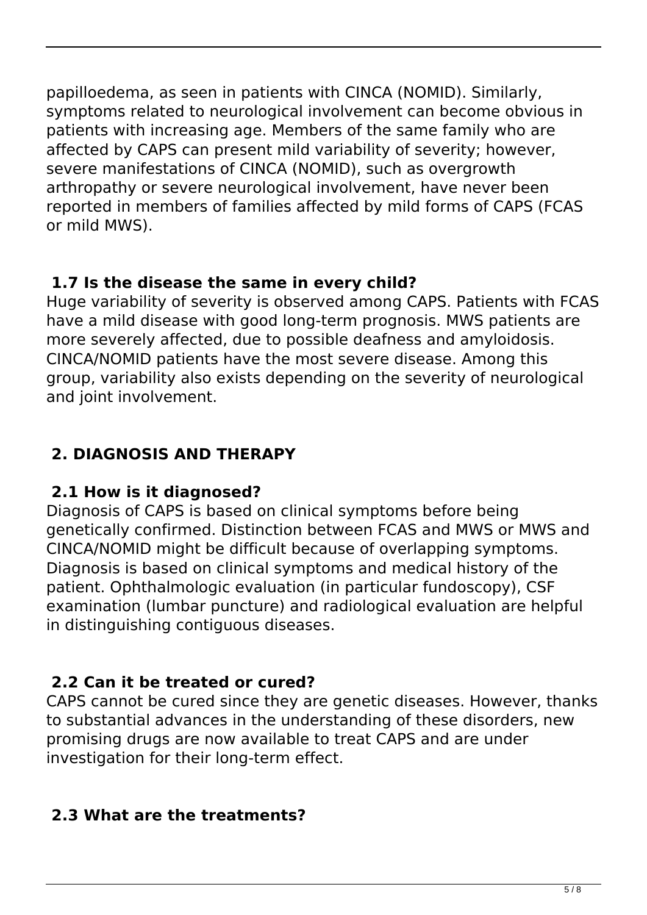papilloedema, as seen in patients with CINCA (NOMID). Similarly, symptoms related to neurological involvement can become obvious in patients with increasing age. Members of the same family who are affected by CAPS can present mild variability of severity; however, severe manifestations of CINCA (NOMID), such as overgrowth arthropathy or severe neurological involvement, have never been reported in members of families affected by mild forms of CAPS (FCAS or mild MWS).

### 1.7 Is the disease the same in every child?

Huge variability of severity is observed among CAPS. Patients with FCAS have a mild disease with good long-term prognosis. MWS patients are more severely affected, due to possible deafness and amyloidosis. CINCA/NOMID patients have the most severe disease. Among this group, variability also exists depending on the severity of neurological and joint involvement.

## 2. DIAGNOSIS AND THERAPY

### 2.1 How is it diagnosed?

Diagnosis of CAPS is based on clinical symptoms before being genetically confirmed. Distinction between FCAS and MWS or MWS and CINCA/NOMID might be difficult because of overlapping symptoms. Diagnosis is based on clinical symptoms and medical history of the patient. Ophthalmologic evaluation (in particular fundoscopy), CSF examination (lumbar puncture) and radiological evaluation are helpful in distinguishing contiguous diseases.

### 2.2 Can it be treated or cured?

CAPS cannot be cured since they are genetic diseases. However, thanks to substantial advances in the understanding of these disorders, new promising drugs are now available to treat CAPS and are under investigation for their long-term effect.

### 2.3 What are the treatments?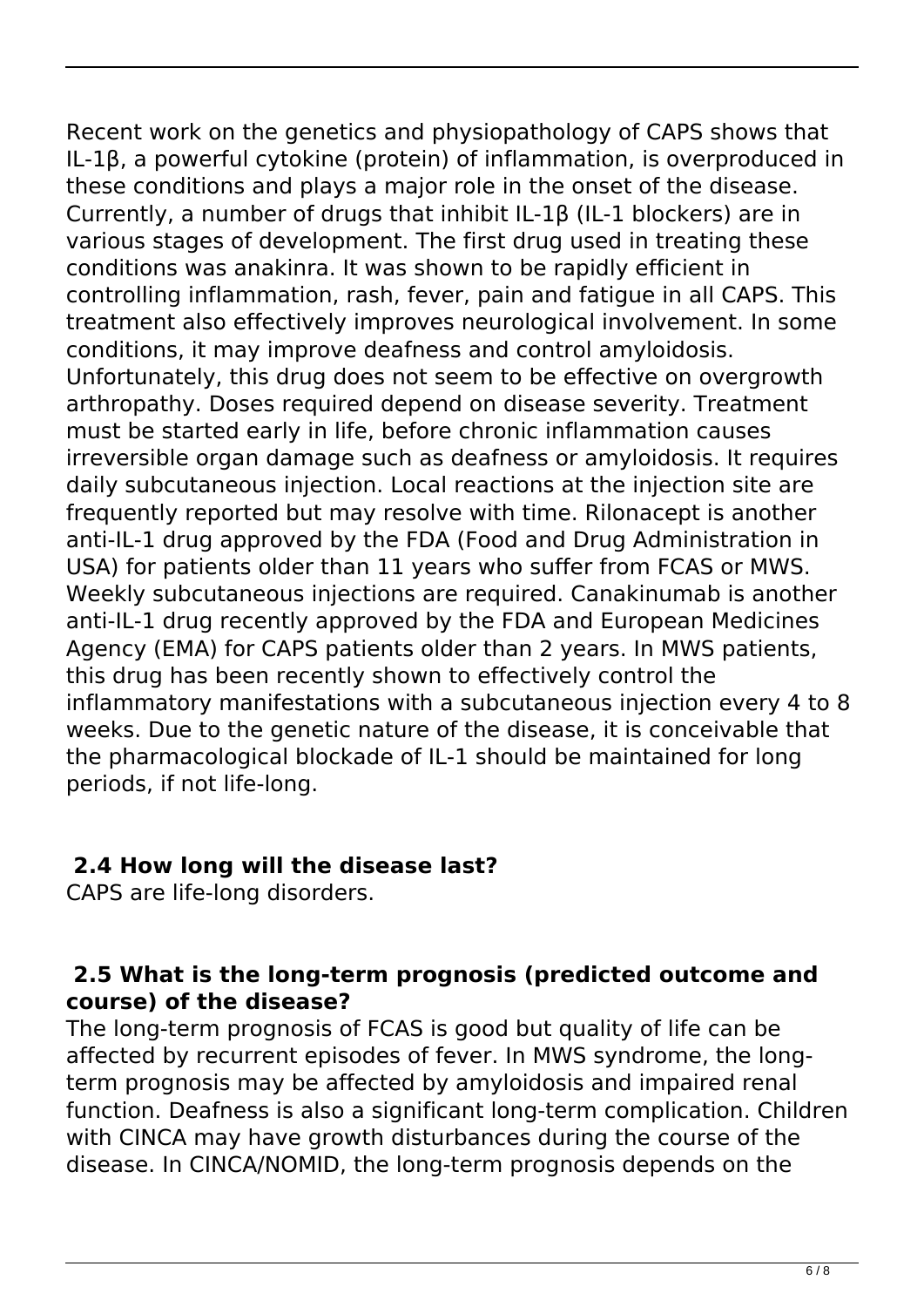Recent work on the genetics and physiopathology of CAPS shows that IL-1β, a powerful cytokine (protein) of inflammation, is overproduced in these conditions and plays a major role in the onset of the disease. Currently, a number of drugs that inhibit IL-1β (IL-1 blockers) are in various stages of development. The first drug used in treating these conditions was anakinra. It was shown to be rapidly efficient in controlling inflammation, rash, fever, pain and fatigue in all CAPS. This treatment also effectively improves neurological involvement. In some conditions, it may improve deafness and control amyloidosis. Unfortunately, this drug does not seem to be effective on overgrowth arthropathy. Doses required depend on disease severity. Treatment must be started early in life, before chronic inflammation causes irreversible organ damage such as deafness or amyloidosis. It requires daily subcutaneous injection. Local reactions at the injection site are frequently reported but may resolve with time. Rilonacept is another anti-IL-1 drug approved by the FDA (Food and Drug Administration in USA) for patients older than 11 years who suffer from FCAS or MWS. Weekly subcutaneous injections are required. Canakinumab is another anti-IL-1 drug recently approved by the FDA and European Medicines Agency (EMA) for CAPS patients older than 2 years. In MWS patients, this drug has been recently shown to effectively control the inflammatory manifestations with a subcutaneous injection every 4 to 8 weeks. Due to the genetic nature of the disease, it is conceivable that the pharmacological blockade of IL-1 should be maintained for long periods, if not life-long.

### 2.4 How long will the disease last?

CAPS are life-long disorders.

### 2.5 What is the long-term prognosis (predicted outcome and course) of the disease?

The long-term prognosis of FCAS is good but quality of life can be affected by recurrent episodes of fever. In MWS syndrome, the long-term prognosis may be affected by amyloidosis and impaired renal function. Deafness is also a significant long-term complication. Children with CINCA may have growth disturbances during the course of the disease. In CINCA/NOMID, the long-term prognosis depends on the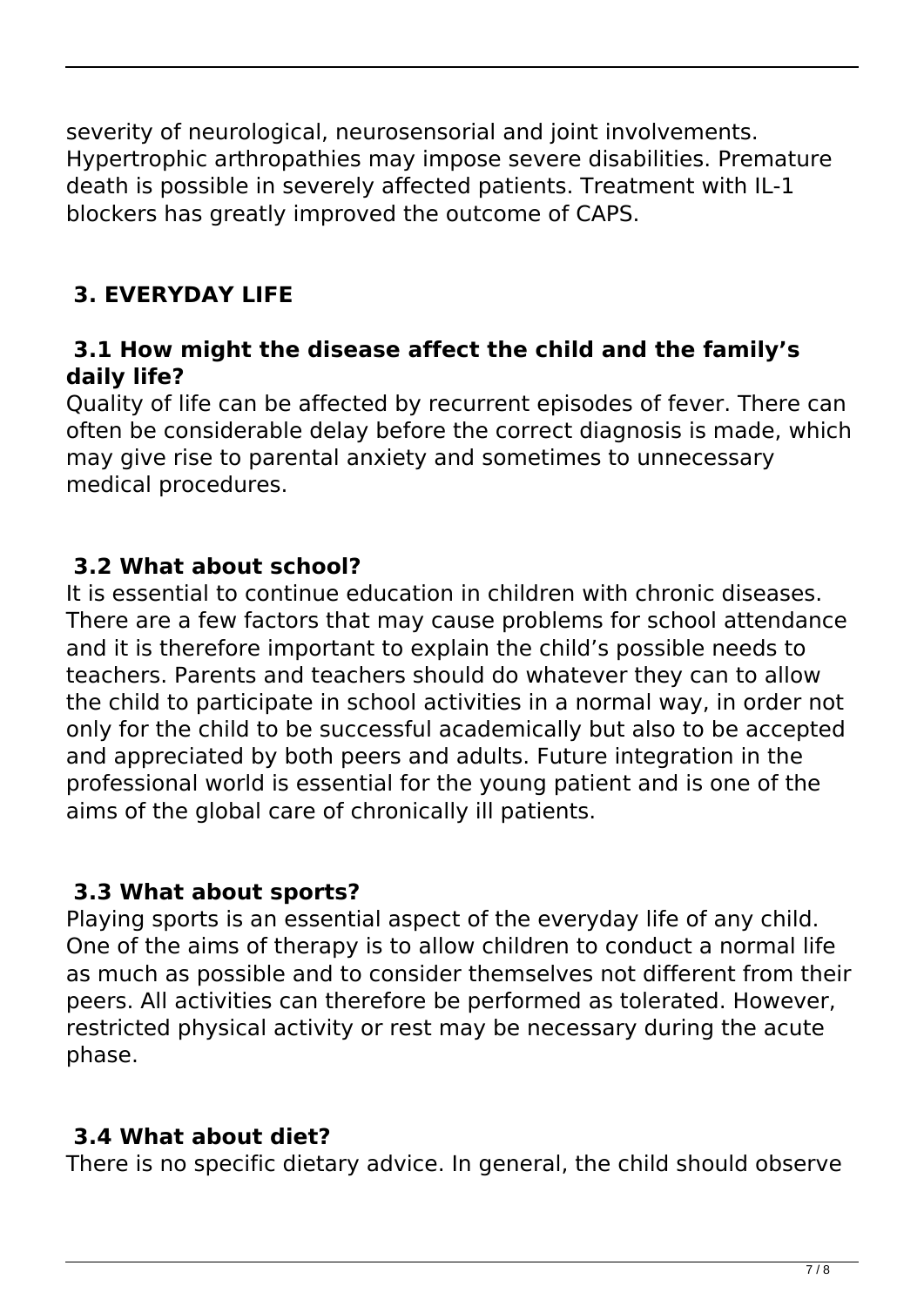severity of neurological, neurosensorial and joint involvements. Hypertrophic arthropathies may impose severe disabilities. Premature death is possible in severely affected patients. Treatment with IL-1 blockers has greatly improved the outcome of CAPS.

## 3. EVERYDAY LIFE

### 3.1 How might the disease affect the child and the family's daily life?

Quality of life can be affected by recurrent episodes of fever. There can often be considerable delay before the correct diagnosis is made, which may give rise to parental anxiety and sometimes to unnecessary medical procedures.

### 3.2 What about school?

It is essential to continue education in children with chronic diseases. There are a few factors that may cause problems for school attendance and it is therefore important to explain the child's possible needs to teachers. Parents and teachers should do whatever they can to allow the child to participate in school activities in a normal way, in order not only for the child to be successful academically but also to be accepted and appreciated by both peers and adults. Future integration in the professional world is essential for the young patient and is one of the aims of the global care of chronically ill patients.

### 3.3 What about sports?

Playing sports is an essential aspect of the everyday life of any child. One of the aims of therapy is to allow children to conduct a normal life as much as possible and to consider themselves not different from their peers. All activities can therefore be performed as tolerated. However, restricted physical activity or rest may be necessary during the acute phase.

### 3.4 What about diet?

There is no specific dietary advice. In general, the child should observe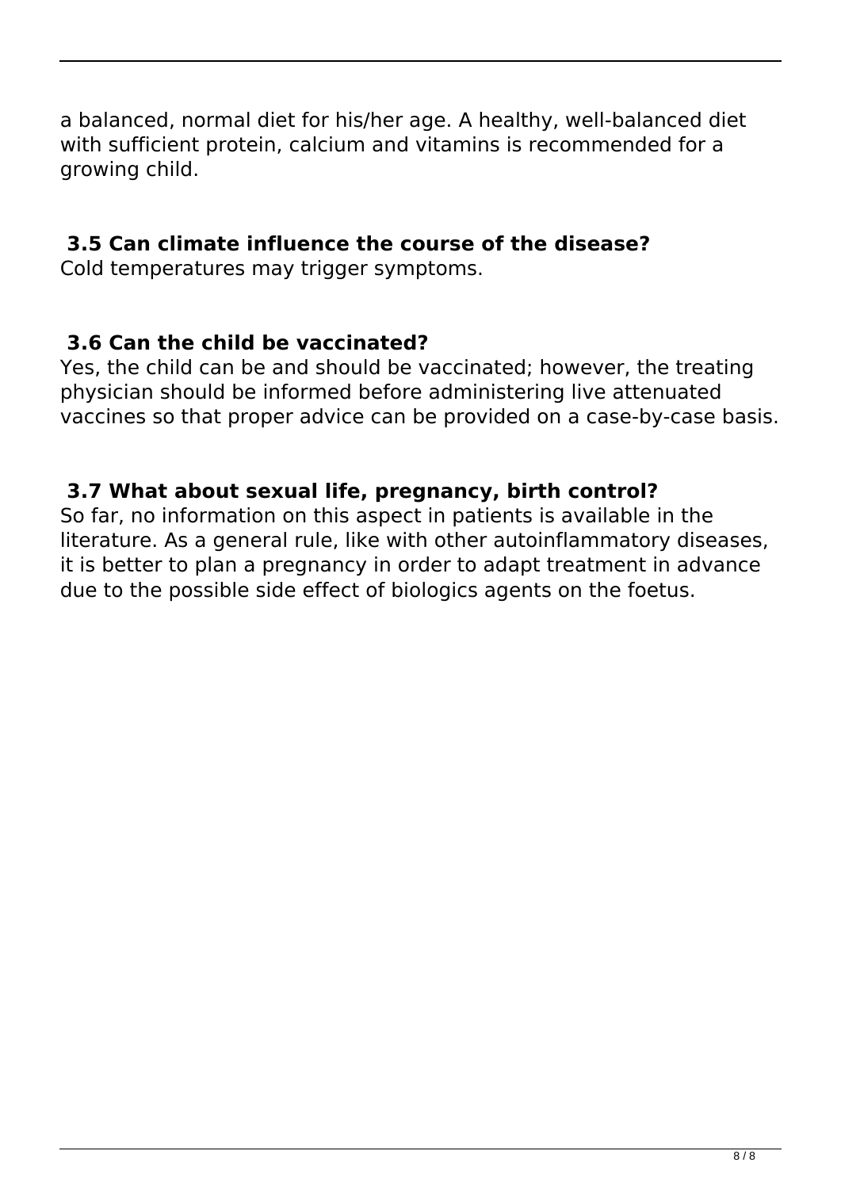a balanced, normal diet for his/her age. A healthy, well-balanced diet with sufficient protein, calcium and vitamins is recommended for a growing child.

### 3.5 Can climate influence the course of the disease?

Cold temperatures may trigger symptoms.

### 3.6 Can the child be vaccinated?

Yes, the child can be and should be vaccinated; however, the treating physician should be informed before administering live attenuated vaccines so that proper advice can be provided on a case-by-case basis.

### 3.7 What about sexual life, pregnancy, birth control?

So far, no information on this aspect in patients is available in the literature. As a general rule, like with other autoinflammatory diseases, it is better to plan a pregnancy in order to adapt treatment in advance due to the possible side effect of biologics agents on the foetus.